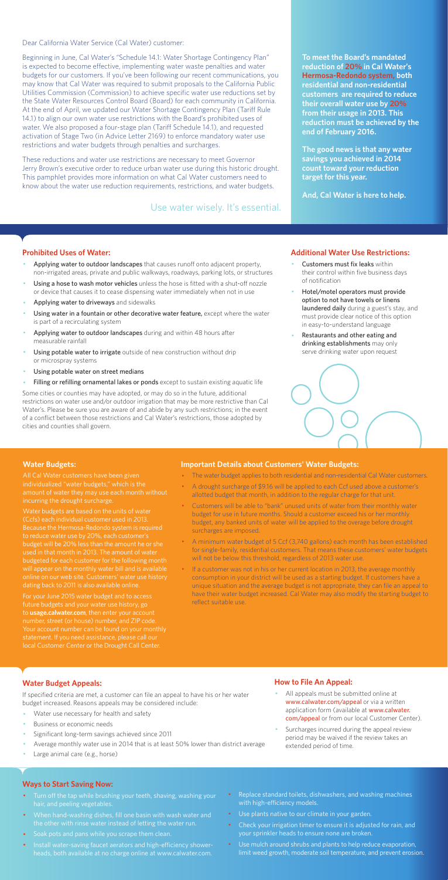Dear California Water Service (Cal Water) customer:

Beginning in June, Cal Water's "Schedule 14.1: Water Shortage Contingency Plan" is expected to become effective, implementing water waste penalties and water budgets for our customers. If you've been following our recent communications, you may know that Cal Water was required to submit proposals to the California Public Utilities Commission (Commission) to achieve specific water use reductions set by the State Water Resources Control Board (Board) for each community in California. At the end of April, we updated our Water Shortage Contingency Plan (Tariff Rule 14.1) to align our own water use restrictions with the Board's prohibited uses of water. We also proposed a four-stage plan (Tariff Schedule 14.1), and requested activation of Stage Two (in Advice Letter 2169) to enforce mandatory water use restrictions and water budgets through penalties and surcharges.

These reductions and water use restrictions are necessary to meet Governor Jerry Brown's executive order to reduce urban water use during this historic drought. This pamphlet provides more information on what Cal Water customers need to know about the water use reduction requirements, restrictions, and water budgets.

Use water wisely. It's essential.

**To meet the Board's mandated reduction of 20% in Cal Water's Hermosa-Redondo system, both residential and non-residential customers are required to reduce their overall water use by 20% from their usage in 2013. This reduction must be achieved by the end of February 2016.**

**The good news is that any water savings you achieved in 2014 count toward your reduction target for this year.**

**And, Cal Water is here to help.**

## Prohibited Uses of Water:

- Applying water to outdoor landscapes that causes runoff onto adjacent property, non-irrigated areas, private and public walkways, roadways, parking lots, or structures
- Using a hose to wash motor vehicles unless the hose is fitted with a shut-off nozzle or device that causes it to cease dispensing water immediately when not in use
- Applying water to driveways and sidewalks
- Using water in a fountain or other decorative water feature, except where the water is part of a recirculating system
- Applying water to outdoor landscapes during and within 48 hours after measurable rainfall
- Using potable water to irrigate outside of new construction without drip or microspray systems
- Using potable water on street medians
- Filling or refilling ornamental lakes or ponds except to sustain existing aquatic life

Some cities or counties may have adopted, or may do so in the future, additional restrictions on water use and/or outdoor irrigation that may be more restrictive than Cal Water's. Please be sure you are aware of and abide by any such restrictions; in the event of a conflict between those restrictions and Cal Water's restrictions, those adopted by cities and counties shall govern.

## Additional Water Use Restrictions:

- Customers must fix leaks within their control within five business days of notification
- Hotel/motel operators must provide option to not have towels or linens laundered daily during a guest's stay, and must provide clear notice of this option in easy-to-understand language
- Restaurants and other eating and drinking establishments may only serve drinking water upon request

## Water Budgets:

All Cal Water customers have been given individualized "water budgets," which is the amount of water they may use each month without incurring the drought surcharge.

Water budgets are based on the units of water (Ccfs) each individual customer used in 2013. Because the Hermosa-Redondo system is required to reduce water use by 20%, each customer's budget will be 20% less than the amount he or she used in that month in 2013. The amount of water budgeted for each customer for the following month will appear on the monthly water bill and is available online on our web site. Customers' water use history dating back to 2011 is also available online.

For your June 2015 water budget and to access future budgets and your water use history, go to **usage.calwater.com**, then enter your account number, street (or house) number, and ZIP code. Your account number can be found on your monthly statement. If you need assistance, please call our local Customer Center or the Drought Call Center.

## Important Details about Customers' Water Budgets:

- The water budget applies to both residential and non-residential Cal Water customers.
- A drought surcharge of $9.16 will be applied to each Ccf used above a customer's allotted budget that month, in addition to the regular charge for that unit.
- Customers will be able to "bank" unused units of water from their monthly water budget for use in future months. Should a customer exceed his or her monthly budget, any banked units of water will be applied to the overage before drought surcharges are imposed.
- A minimum water budget of 5 Ccf (3,740 gallons) each month has been established for single-family, residential customers. That means these customers' water budgets will not be below this threshold, regardless of 2013 water use.
- If a customer was not in his or her current location in 2013, the average monthly consumption in your district will be used as a starting budget. If customers have a unique situation and the average budget is not appropriate, they can file an appeal to have their water budget increased. Cal Water may also modify the starting budget to reflect suitable use.

## Water Budget Appeals:

If specified criteria are met, a customer can file an appeal to have his or her water budget increased. Reasons appeals may be considered include:

- Water use necessary for health and safety
- Business or economic needs
- Significant long-term savings achieved since 2011
- Average monthly water use in 2014 that is at least 50% lower than district average
- Large animal care (e.g., horse)

## How to File An Appeal:

- All appeals must be submitted online at www.calwater.com/appeal or via a written application form (available at www.calwater.com/appeal or from our local Customer Center).
- Surcharges incurred during the appeal review period may be waived if the review takes an extended period of time.

## Ways to Start Saving Now:

- Turn off the tap while brushing your teeth, shaving, washing your hair, and peeling vegetables.
- When hand-washing dishes, fill one basin with wash water and the other with rinse water instead of letting the water run.
- Soak pots and pans while you scrape them clean.
- Install water-saving faucet aerators and high-efficiency showerheads, both available at no charge online at www.calwater.com.
- Replace standard toilets, dishwashers, and washing machines with high-efficiency models.
- Use plants native to our climate in your garden.
- Check your irrigation timer to ensure it is adjusted for rain, and your sprinkler heads to ensure none are broken.
- Use mulch around shrubs and plants to help reduce evaporation, limit weed growth, moderate soil temperature, and prevent erosion.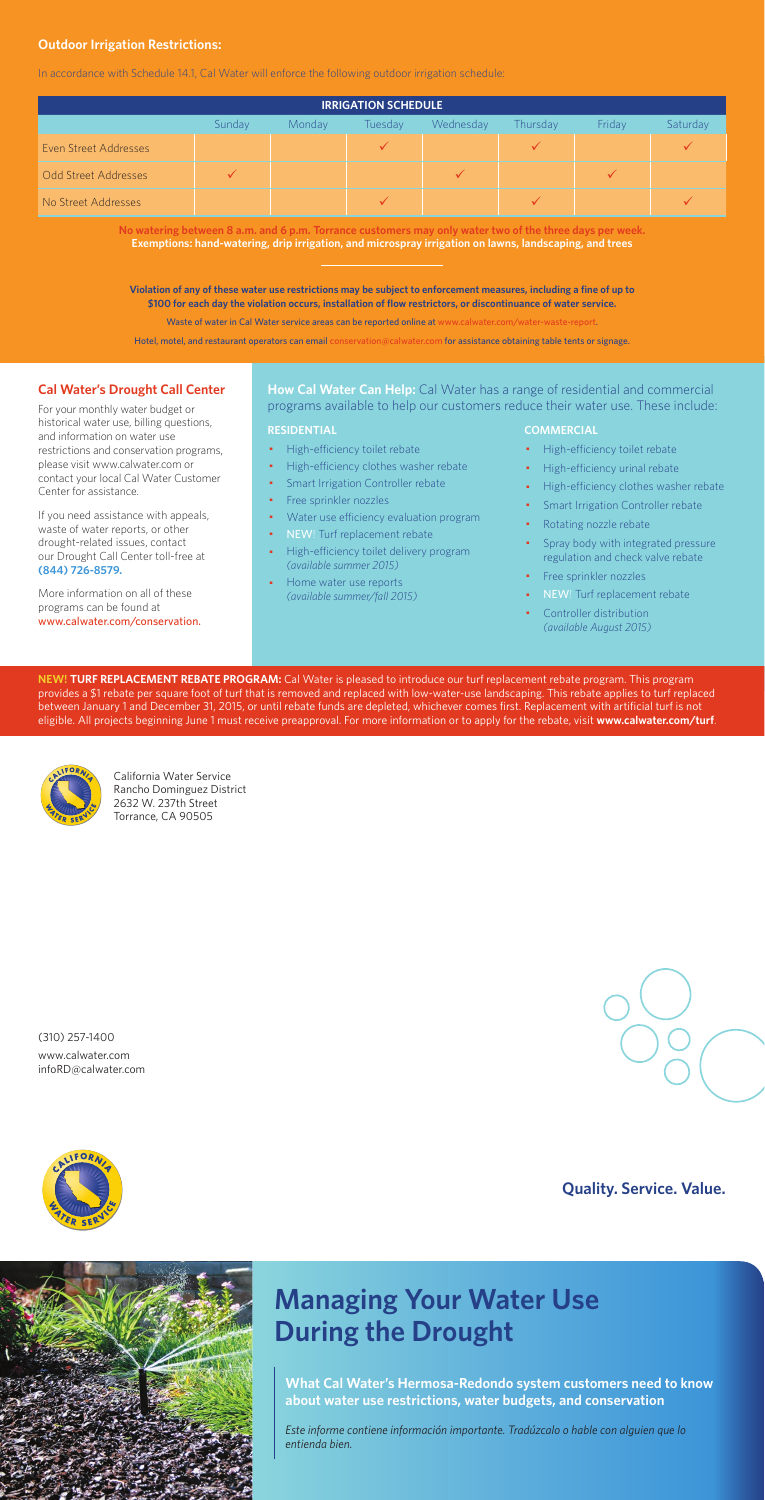## Outdoor Irrigation Restrictions:

In accordance with Schedule 14.1, Cal Water will enforce the following outdoor irrigation schedule:

| IRRIGATION SCHEDULE | | | | | | | |
|---|---|---|---|---|---|---|---|
| | Sunday | Monday | Tuesday | Wednesday | Thursday | Friday | Saturday |
| Even Street Addresses | | | ✓ | | ✓ | | ✓ |
| Odd Street Addresses | ✓ | | | ✓ | | ✓ | |
| No Street Addresses | | | ✓ | | ✓ | | ✓ |

**No watering between 8 a.m. and 6 p.m. Torrance customers may only water two of the three days per week.**
**Exemptions: hand-watering, drip irrigation, and microspray irrigation on lawns, landscaping, and trees**

**Violation of any of these water use restrictions may be subject to enforcement measures, including a fine of up to $100 for each day the violation occurs, installation of flow restrictors, or discontinuance of water service.**

Waste of water in Cal Water service areas can be reported online at www.calwater.com/water-waste-report.

Hotel, motel, and restaurant operators can email conservation@calwater.com for assistance obtaining table tents or signage.

### Cal Water's Drought Call Center

For your monthly water budget or historical water use, billing questions, and information on water use restrictions and conservation programs, please visit www.calwater.com or contact your local Cal Water Customer Center for assistance.

If you need assistance with appeals, waste of water reports, or other drought-related issues, contact our Drought Call Center toll-free at **(844) 726-8579.**

More information on all of these programs can be found at www.calwater.com/conservation.

**How Cal Water Can Help:** Cal Water has a range of residential and commercial programs available to help our customers reduce their water use. These include:

**RESIDENTIAL**

- High-efficiency toilet rebate
- High-efficiency clothes washer rebate
- Smart Irrigation Controller rebate
- Free sprinkler nozzles
- Water use efficiency evaluation program
- NEW! Turf replacement rebate
- High-efficiency toilet delivery program *(available summer 2015)*
- Home water use reports *(available summer/fall 2015)*

**COMMERCIAL**

- High-efficiency toilet rebate
- High-efficiency urinal rebate
- High-efficiency clothes washer rebate
- Smart Irrigation Controller rebate
- Rotating nozzle rebate
- Spray body with integrated pressure regulation and check valve rebate
- Free sprinkler nozzles
- NEW! Turf replacement rebate
- Controller distribution *(available August 2015)*

**NEW! TURF REPLACEMENT REBATE PROGRAM:** Cal Water is pleased to introduce our turf replacement rebate program. This program provides a $1 rebate per square foot of turf that is removed and replaced with low-water-use landscaping. This rebate applies to turf replaced between January 1 and December 31, 2015, or until rebate funds are depleted, whichever comes first. Replacement with artificial turf is not eligible. All projects beginning June 1 must receive preapproval. For more information or to apply for the rebate, visit **www.calwater.com/turf**.

California Water Service
Rancho Dominguez District
2632 W. 237th Street
Torrance, CA 90505

(310) 257-1400
www.calwater.com
infoRD@calwater.com

**Quality. Service. Value.**

# Managing Your Water Use During the Drought

**What Cal Water's Hermosa-Redondo system customers need to know about water use restrictions, water budgets, and conservation**

*Este informe contiene información importante. Tradúzcalo o hable con alguien que lo entienda bien.*